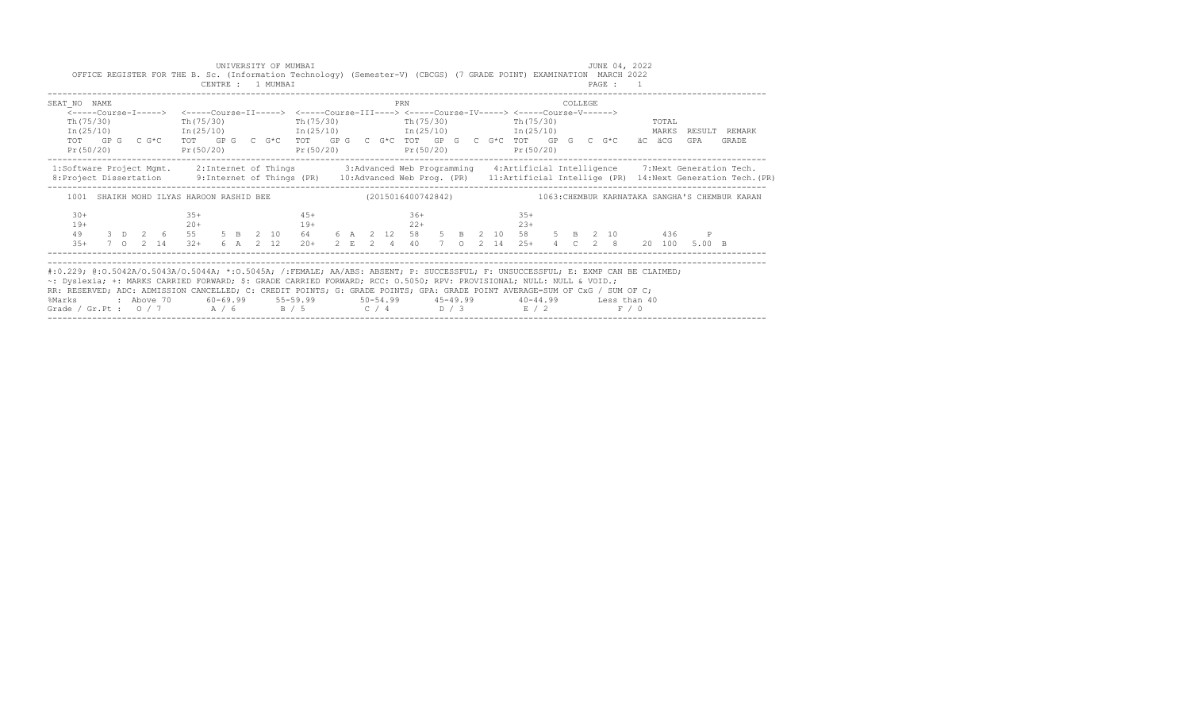UNIVERSITY OF MUMBAI

JUNE 04, 2022

OFFICE REGISTER FOR THE B. Sc. (Information Technology) (Semester-V) (CBCGS) (7 GRADE POINT) EXAMINATION MARCH 2022

CENTRE : 1 MUMBAI

```
SEAT_NO  NAME                                                    PRN                                  COLLEGE
    <-----Course-I-----> <-----Course-II-----> <-----Course-III----> <-----Course-IV-----> <-----Course-V------>
    Th(75/30)            Th(75/30)             Th(75/30)             Th(75/30)             Th(75/30)                 TOTAL
    In(25/10)            In(25/10)             In(25/10)             In(25/10)             In(25/10)                 MARKS  RESULT  REMARK
    TOT   GP G   C G*C   TOT   GP G   C  G*C   TOT   GP G   C  G*C  TOT   GP  G   C  G*C  TOT   GP  G   C  G*C   äC  äCG   GPA    GRADE
    Pr(50/20)            Pr(50/20)             Pr(50/20)             Pr(50/20)             Pr(50/20)
```

1:Software Project Mgmt. 2:Internet of Things 3:Advanced Web Programming 4:Artificial Intelligence 7:Next Generation Tech.
8:Project Dissertation 9:Internet of Things (PR) 10:Advanced Web Prog. (PR) 11:Artificial Intellige (PR) 14:Next Generation Tech.(PR)

```
    1001  SHAIKH MOHD ILYAS HAROON RASHID BEE                  (2015016400742842)              1063:CHEMBUR KARNATAKA SANGHA'S CHEMBUR KARAN

     30+                  35+                   45+                   36+                   35+
     19+                  20+                   19+                   22+                   23+
     49    3  D   2   6   55    5  B   2  10    64    6  A   2  12   58    5  B   2  10   58    5  B   2  10         436      P
     35+   7  O   2  14   32+   6  A   2  12    20+   2  E   2   4   40    7  O   2  14   25+   4  C   2   8    20  100   5.00  B
```

#:O.229; @:O.5042A/O.5043A/O.5044A; *:O.5045A; /:FEMALE; AA/ABS: ABSENT; P: SUCCESSFUL; F: UNSUCCESSFUL; E: EXMP CAN BE CLAIMED;
~: Dyslexia; +: MARKS CARRIED FORWARD; $: GRADE CARRIED FORWARD; RCC: O.5050; RPV: PROVISIONAL; NULL: NULL & VOID.;
RR: RESERVED; ADC: ADMISSION CANCELLED; C: CREDIT POINTS; G: GRADE POINTS; GPA: GRADE POINT AVERAGE=SUM OF CxG / SUM OF C;

| %Marks | : Above 70 | 60-69.99 | 55-59.99 | 50-54.99 | 45-49.99 | 40-44.99 | Less than 40 |
|---|---|---|---|---|---|---|---|
| Grade / Gr.Pt : | O / 7 | A / 6 | B / 5 | C / 4 | D / 3 | E / 2 | F / 0 |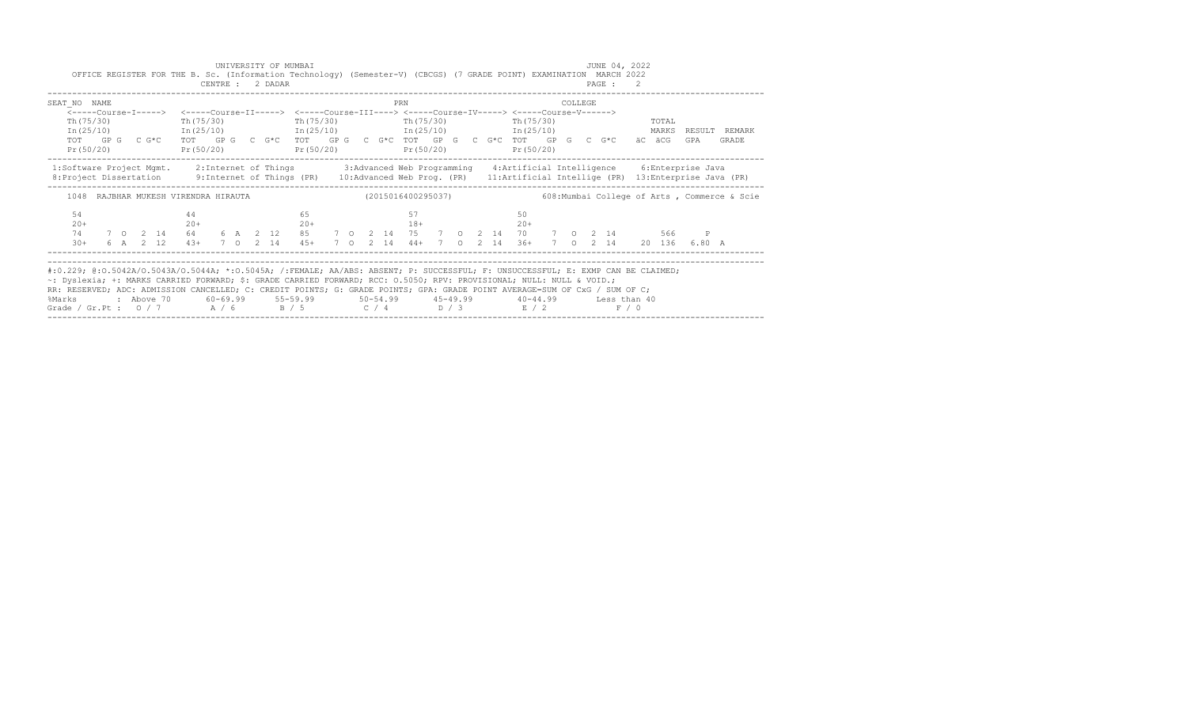UNIVERSITY OF MUMBAI

OFFICE REGISTER FOR THE B. Sc. (Information Technology) (Semester-V) (CBCGS) (7 GRADE POINT) EXAMINATION MARCH 2022

CENTRE : 2 DADAR

JUNE 04, 2022

```
SEAT_NO  NAME                                                   PRN                                  COLLEGE
    <-----Course-I-----> <-----Course-II-----> <-----Course-III----> <-----Course-IV-----> <-----Course-V------>
    Th(75/30)            Th(75/30)             Th(75/30)             Th(75/30)             Th(75/30)                 TOTAL
    In(25/10)            In(25/10)             In(25/10)             In(25/10)             In(25/10)                 MARKS  RESULT  REMARK
    TOT   GP G  C G*C    TOT   GP G  C G*C     TOT   GP G  C G*C     TOT   GP G  C G*C     TOT   GP G  C G*C    äC  äCG   GPA     GRADE
    Pr(50/20)            Pr(50/20)             Pr(50/20)             Pr(50/20)             Pr(50/20)
```

1:Software Project Mgmt.   2:Internet of Things   3:Advanced Web Programming   4:Artificial Intelligence   6:Enterprise Java
8:Project Dissertation   9:Internet of Things (PR)   10:Advanced Web Prog. (PR)   11:Artificial Intellige (PR)   13:Enterprise Java (PR)

```
  1048  RAJBHAR MUKESH VIRENDRA HIRAUTA                  (2015016400295037)             608:Mumbai College of Arts , Commerce & Scie

    54                   44                    65                    57                    50
    20+                  20+                   20+                   18+                   20+
    74    7 O  2 14      64    6 A  2 12       85    7 O  2 14       75    7 O  2 14       70    7 O  2 14             566      P
    30+   6 A  2 12      43+   7 O  2 14       45+   7 O  2 14       44+   7 O  2 14       36+   7 O  2 14       20  136  6.80  A
```

#:0.229; @:O.5042A/O.5043A/O.5044A; *:O.5045A; /:FEMALE; AA/ABS: ABSENT; P: SUCCESSFUL; F: UNSUCCESSFUL; E: EXMP CAN BE CLAIMED;
~: Dyslexia; +: MARKS CARRIED FORWARD; $: GRADE CARRIED FORWARD; RCC: O.5050; RPV: PROVISIONAL; NULL: NULL & VOID.;
RR: RESERVED; ADC: ADMISSION CANCELLED; C: CREDIT POINTS; G: GRADE POINTS; GPA: GRADE POINT AVERAGE=SUM OF CxG / SUM OF C;

| %Marks | : Above 70 | 60-69.99 | 55-59.99 | 50-54.99 | 45-49.99 | 40-44.99 | Less than 40 |
|---|---|---|---|---|---|---|---|
| Grade / Gr.Pt : | O / 7 | A / 6 | B / 5 | C / 4 | D / 3 | E / 2 | F / 0 |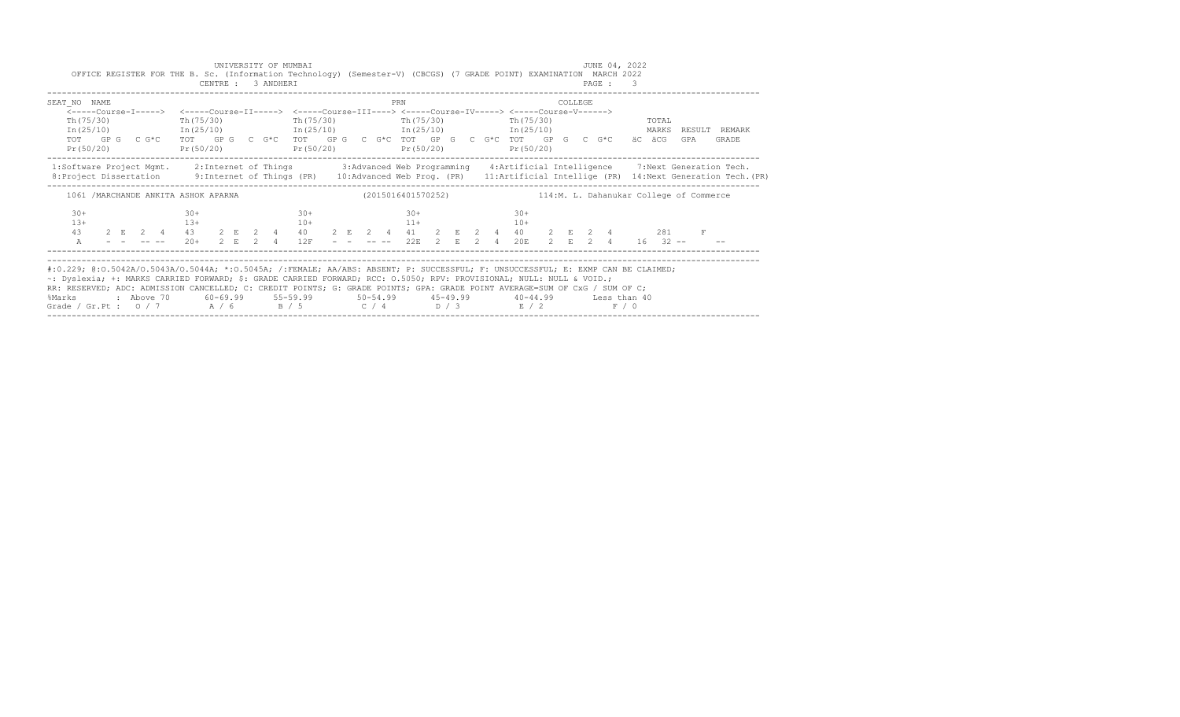UNIVERSITY OF MUMBAI

OFFICE REGISTER FOR THE B. Sc. (Information Technology) (Semester-V) (CBCGS) (7 GRADE POINT) EXAMINATION MARCH 2022

CENTRE : 3 ANDHERI

JUNE 04, 2022

PAGE : 3

```
SEAT_NO  NAME                                                       PRN                           COLLEGE
    <-----Course-I----->  <-----Course-II----->  <-----Course-III----> <-----Course-IV-----> <-----Course-V------>
    Th(75/30)             Th(75/30)              Th(75/30)             Th(75/30)             Th(75/30)                  TOTAL
    In(25/10)             In(25/10)              In(25/10)             In(25/10)             In(25/10)                  MARKS  RESULT  REMARK
    TOT   GP G   C G*C    TOT   GP G   C G*C     TOT   GP G   C G*C    TOT   GP G   C G*C    TOT   GP G   C G*C   äC äCG   GPA    GRADE
    Pr(50/20)             Pr(50/20)              Pr(50/20)             Pr(50/20)             Pr(50/20)
```

1:Software Project Mgmt. 2:Internet of Things 3:Advanced Web Programming 4:Artificial Intelligence 7:Next Generation Tech.
8:Project Dissertation 9:Internet of Things (PR) 10:Advanced Web Prog. (PR) 11:Artificial Intellige (PR) 14:Next Generation Tech.(PR)

```
1061 /MARCHANDE ANKITA ASHOK APARNA                        (2015016401570252)         114:M. L. Dahanukar College of Commerce

     30+                  30+                   30+                  30+                  30+
     13+                  13+                   10+                  11+                  10+
     43    2 E  2  4      43    2  E  2  4      40    2  E  2  4     41   2  E  2  4      40    2  E  2  4          281      F
     A     - -  -- --     20+   2  E  2  4      12F   -  -  -- --    22E  2  E  2  4      20E   2  E  2  4     16  32 --       --
```

#:O.229; @:O.5042A/O.5043A/O.5044A; *:O.5045A; /:FEMALE; AA/ABS: ABSENT; P: SUCCESSFUL; F: UNSUCCESSFUL; E: EXMP CAN BE CLAIMED;
~: Dyslexia; +: MARKS CARRIED FORWARD; $: GRADE CARRIED FORWARD; RCC: O.5050; RPV: PROVISIONAL; NULL: NULL & VOID.;
RR: RESERVED; ADC: ADMISSION CANCELLED; C: CREDIT POINTS; G: GRADE POINTS; GPA: GRADE POINT AVERAGE=SUM OF CxG / SUM OF C;

| %Marks | Above 70 | 60-69.99 | 55-59.99 | 50-54.99 | 45-49.99 | 40-44.99 | Less than 40 |
|---|---|---|---|---|---|---|---|
| Grade / Gr.Pt : | O / 7 | A / 6 | B / 5 | C / 4 | D / 3 | E / 2 | F / 0 |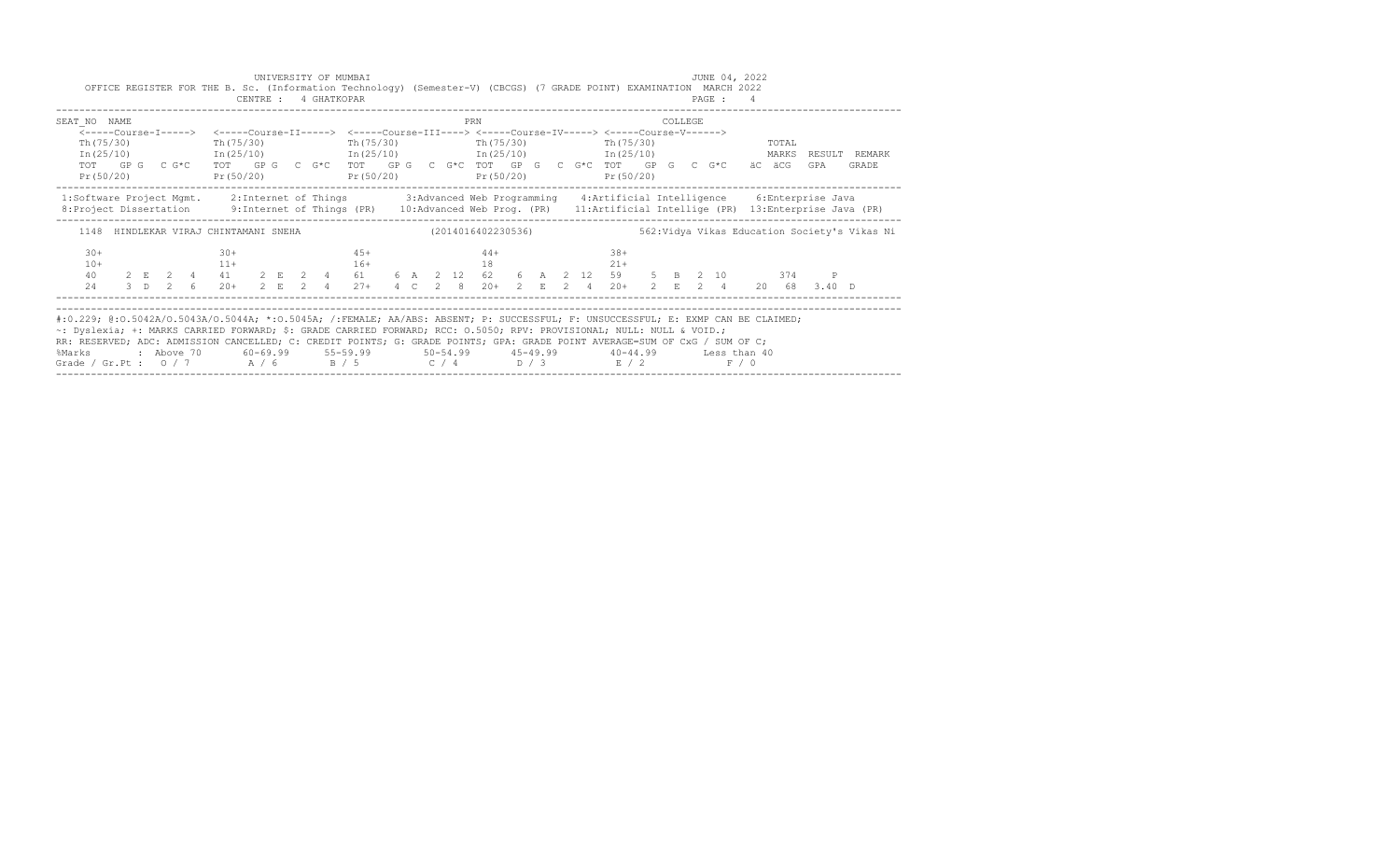UNIVERSITY OF MUMBAI
JUNE 04, 2022

OFFICE REGISTER FOR THE B. Sc. (Information Technology) (Semester-V) (CBCGS) (7 GRADE POINT) EXAMINATION MARCH 2022

CENTRE : 4 GHATKOPAR
PAGE : 4

```
SEAT_NO  NAME                                                       PRN                               COLLEGE
   <-----Course-I----->  <-----Course-II----->  <-----Course-III----> <-----Course-IV-----> <-----Course-V------>
   Th(75/30)             Th(75/30)              Th(75/30)             Th(75/30)             Th(75/30)                  TOTAL
   In(25/10)             In(25/10)              In(25/10)             In(25/10)             In(25/10)                  MARKS  RESULT  REMARK
   TOT   GP G   C G*C    TOT   GP G   C  G*C    TOT   GP G   C G*C    TOT   GP G   C  G*C   TOT   GP G   C  G*C   äC  äCG   GPA    GRADE
   Pr(50/20)             Pr(50/20)              Pr(50/20)             Pr(50/20)             Pr(50/20)
```

1:Software Project Mgmt. 2:Internet of Things 3:Advanced Web Programming 4:Artificial Intelligence 6:Enterprise Java
8:Project Dissertation 9:Internet of Things (PR) 10:Advanced Web Prog. (PR) 11:Artificial Intellige (PR) 13:Enterprise Java (PR)

```
   1148  HINDLEKAR VIRAJ CHINTAMANI SNEHA                    (2014016402230536)            562:Vidya Vikas Education Society's Vikas Ni

    30+                  30+                    45+                   44+                   38+
    10+                  11+                    16+                   18                    21+
    40     2 E  2  4     41     2 E  2  4       61     6 A  2 12      62     6 A  2 12      59     5 B  2 10            374     P
    24     3 D  2  6     20+    2 E  2  4       27+    4 C  2  8      20+    2 E  2  4      20+    2 E  2  4      20   68   3.40  D
```

#:O.229; @:O.5042A/O.5043A/O.5044A; *:O.5045A; /:FEMALE; AA/ABS: ABSENT; P: SUCCESSFUL; F: UNSUCCESSFUL; E: EXMP CAN BE CLAIMED;
~: Dyslexia; +: MARKS CARRIED FORWARD; $: GRADE CARRIED FORWARD; RCC: O.5050; RPV: PROVISIONAL; NULL: NULL & VOID.;
RR: RESERVED; ADC: ADMISSION CANCELLED; C: CREDIT POINTS; G: GRADE POINTS; GPA: GRADE POINT AVERAGE=SUM OF CxG / SUM OF C;

| %Marks | Above 70 | 60-69.99 | 55-59.99 | 50-54.99 | 45-49.99 | 40-44.99 | Less than 40 |
|---|---|---|---|---|---|---|---|
| Grade / Gr.Pt : | O / 7 | A / 6 | B / 5 | C / 4 | D / 3 | E / 2 | F / 0 |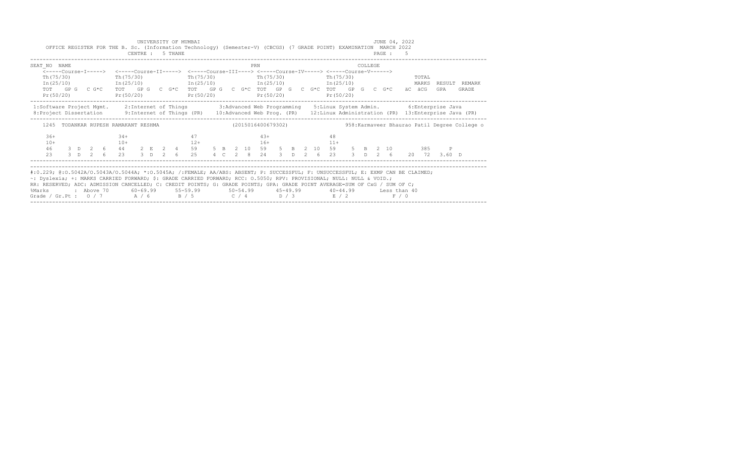UNIVERSITY OF MUMBAI — JUNE 04, 2022

OFFICE REGISTER FOR THE B. Sc. (Information Technology) (Semester-V) (CBCGS) (7 GRADE POINT) EXAMINATION MARCH 2022

CENTRE : 5 THANE — PAGE : 5

```
SEAT_NO  NAME                                                   PRN                              COLLEGE
    <-----Course-I-----> <-----Course-II-----> <-----Course-III----> <-----Course-IV-----> <-----Course-V------>
    Th(75/30)            Th(75/30)             Th(75/30)             Th(75/30)             Th(75/30)                TOTAL
    In(25/10)            In(25/10)             In(25/10)             In(25/10)             In(25/10)                MARKS  RESULT  REMARK
    TOT  GP G  C G*C     TOT  GP G  C  G*C     TOT  GP G  C  G*C     TOT  GP G  C  G*C     TOT  GP G  C  G*C   äC  äCG   GPA    GRADE
    Pr(50/20)            Pr(50/20)             Pr(50/20)             Pr(50/20)             Pr(50/20)
```

1:Software Project Mgmt. 2:Internet of Things 3:Advanced Web Programming 5:Linux System Admin. 6:Enterprise Java
8:Project Dissertation 9:Internet of Things (PR) 10:Advanced Web Prog. (PR) 12:Linux Administration (PR) 13:Enterprise Java (PR)

```
  1245  TODANKAR RUPESH RAMAKANT RESHMA                      (2015016400679302)               958:Karmaveer Bhaurao Patil Degree College o

    36+                  34+                   47                    43+                   48
    10+                  10+                   12+                   16+                   11+
    46    3 D  2  6      44    2 E  2  4       59    5 B  2  10      59    5  B  2  10     59    5  B  2  10            385     P
    23    3 D  2  6      23    3 D  2  6       25    4 C  2  8       24    3  D  2  6      23    3  D  2  6        20  72  3.60  D
```

#:0.229; @:O.5042A/O.5043A/O.5044A; *:O.5045A; /:FEMALE; AA/ABS: ABSENT; P: SUCCESSFUL; F: UNSUCCESSFUL; E: EXMP CAN BE CLAIMED;
~: Dyslexia; +: MARKS CARRIED FORWARD; $: GRADE CARRIED FORWARD; RCC: O.5050; RPV: PROVISIONAL; NULL: NULL & VOID.;
RR: RESERVED; ADC: ADMISSION CANCELLED; C: CREDIT POINTS; G: GRADE POINTS; GPA: GRADE POINT AVERAGE=SUM OF CxG / SUM OF C;

| %Marks | Above 70 | 60-69.99 | 55-59.99 | 50-54.99 | 45-49.99 | 40-44.99 | Less than 40 |
|---|---|---|---|---|---|---|---|
| Grade / Gr.Pt : | O / 7 | A / 6 | B / 5 | C / 4 | D / 3 | E / 2 | F / 0 |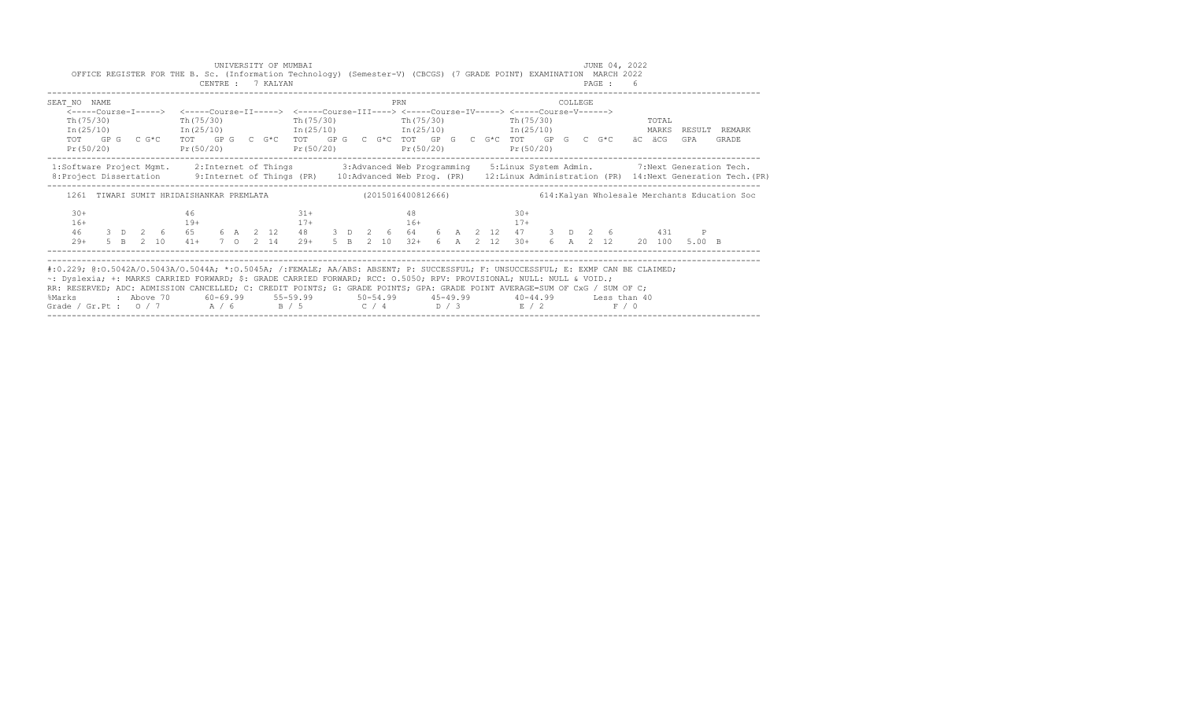UNIVERSITY OF MUMBAI JUNE 04, 2022

OFFICE REGISTER FOR THE B. Sc. (Information Technology) (Semester-V) (CBCGS) (7 GRADE POINT) EXAMINATION MARCH 2022

CENTRE : 7 KALYAN PAGE : 6

```
SEAT_NO  NAME                                                          PRN                               COLLEGE
    <-----Course-I----->  <-----Course-II----->  <-----Course-III----> <-----Course-IV-----> <-----Course-V------>
    Th(75/30)             Th(75/30)              Th(75/30)             Th(75/30)             Th(75/30)                      TOTAL
    In(25/10)             In(25/10)              In(25/10)             In(25/10)             In(25/10)                      MARKS  RESULT  REMARK
    TOT   GP G   C G*C    TOT   GP G   C  G*C    TOT   GP G   C G*C    TOT   GP  G   C G*C   TOT   GP  G   C  G*C   ӒC  ӒCG   GPA    GRADE
    Pr(50/20)             Pr(50/20)              Pr(50/20)             Pr(50/20)             Pr(50/20)
```

1:Software Project Mgmt. 2:Internet of Things 3:Advanced Web Programming 5:Linux System Admin. 7:Next Generation Tech.
8:Project Dissertation 9:Internet of Things (PR) 10:Advanced Web Prog. (PR) 12:Linux Administration (PR) 14:Next Generation Tech.(PR)

```
1261  TIWARI SUMIT HRIDAISHANKAR PREMLATA                    (2015016400812666)            614:Kalyan Wholesale Merchants Education Soc

    30+                   46                     31+                   48                    30+
    16+                   19+                    17+                   16+                   17+
    46     3  D   2   6   65    6  A   2  12     48    3  D   2   6    64    6   A   2  12   47    3   D   2   6          431      P
    29+    5  B   2  10   41+   7  O   2  14     29+   5  B   2  10    32+   6   A   2  12   30+   6   A   2  12     20  100    5.00  B
```

#:0.229; @:O.5042A/O.5043A/O.5044A; *:O.5045A; /:FEMALE; AA/ABS: ABSENT; P: SUCCESSFUL; F: UNSUCCESSFUL; E: EXMP CAN BE CLAIMED;
~: Dyslexia; +: MARKS CARRIED FORWARD; $: GRADE CARRIED FORWARD; RCC: O.5050; RPV: PROVISIONAL; NULL: NULL & VOID.;
RR: RESERVED; ADC: ADMISSION CANCELLED; C: CREDIT POINTS; G: GRADE POINTS; GPA: GRADE POINT AVERAGE=SUM OF CxG / SUM OF C;

| %Marks | : Above 70 | 60-69.99 | 55-59.99 | 50-54.99 | 45-49.99 | 40-44.99 | Less than 40 |
|---|---|---|---|---|---|---|---|
| Grade / Gr.Pt : | O / 7 | A / 6 | B / 5 | C / 4 | D / 3 | E / 2 | F / 0 |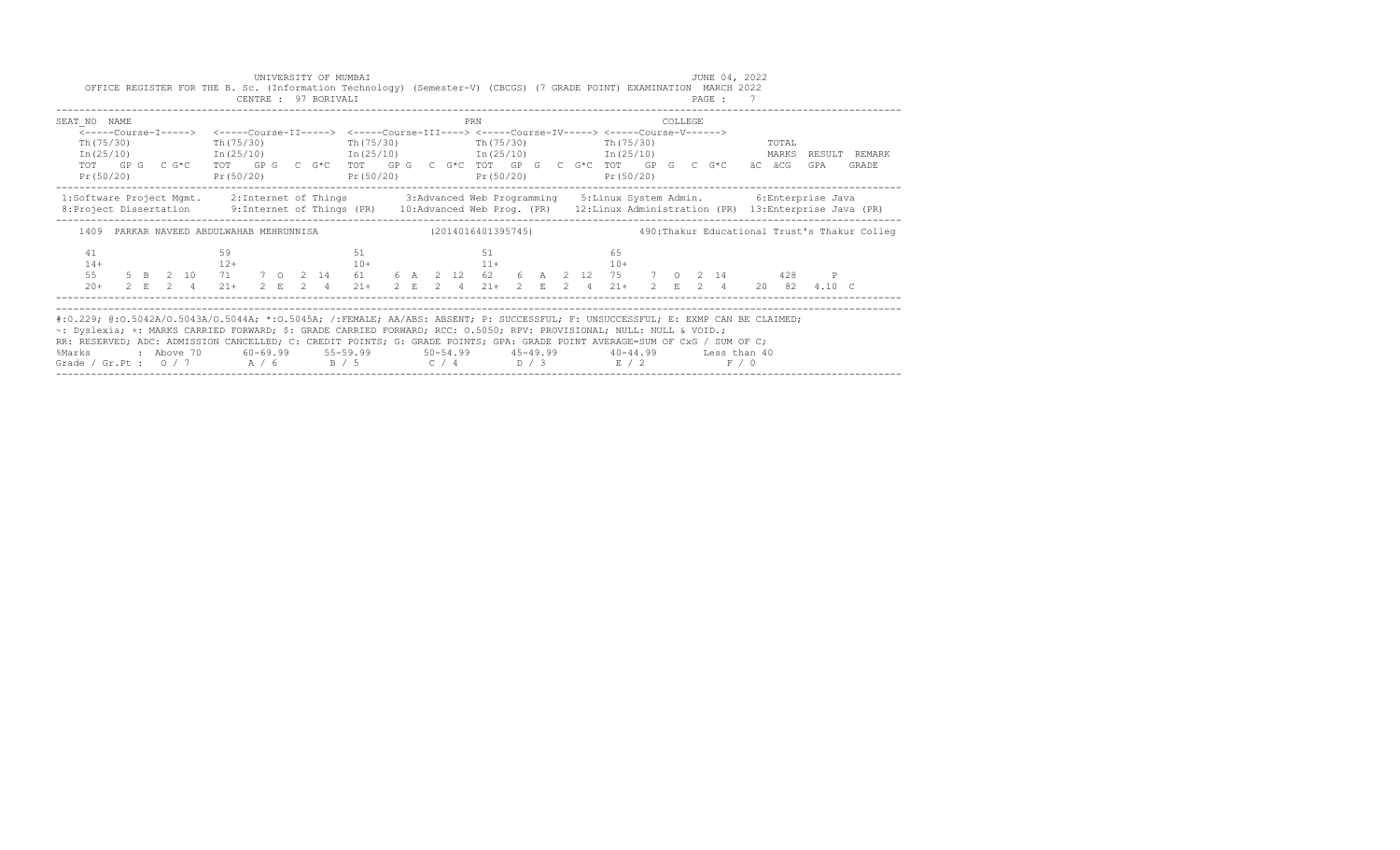UNIVERSITY OF MUMBAI

JUNE 04, 2022

OFFICE REGISTER FOR THE B. Sc. (Information Technology) (Semester-V) (CBCGS) (7 GRADE POINT) EXAMINATION MARCH 2022

CENTRE : 97 BORIVALI

PAGE : 7

```
SEAT_NO  NAME                                                   PRN                        COLLEGE
    <-----Course-I-----> <-----Course-II-----> <-----Course-III----> <-----Course-IV-----> <-----Course-V------>
    Th(75/30)            Th(75/30)             Th(75/30)             Th(75/30)             Th(75/30)                 TOTAL
    In(25/10)            In(25/10)             In(25/10)             In(25/10)             In(25/10)                 MARKS  RESULT  REMARK
    TOT  GP G  C G*C     TOT  GP G  C  G*C     TOT  GP G  C G*C  TOT  GP  G  C  G*C  TOT  GP  G  C  G*C   äC  äCG   GPA    GRADE
    Pr(50/20)            Pr(50/20)             Pr(50/20)             Pr(50/20)             Pr(50/20)
```

1:Software Project Mgmt. 2:Internet of Things 3:Advanced Web Programming 5:Linux System Admin. 6:Enterprise Java
8:Project Dissertation 9:Internet of Things (PR) 10:Advanced Web Prog. (PR) 12:Linux Administration (PR) 13:Enterprise Java (PR)

```
 1409  PARKAR NAVEED ABDULWAHAB MEHRUNNISA                (2014016401395745)          490:Thakur Educational Trust's Thakur Colleg

    41                   59                    51                    51                    65
    14+                  12+                   10+                   11+                   10+
    55    5  B  2  10    71    7  O  2  14     61    6  A  2  12  62    6  A  2  12  75    7  O  2  14        428     P
    20+   2  E  2   4    21+   2  E  2   4     21+   2  E  2   4  21+   2  E  2   4  21+   2  E  2   4    20   82   4.10  C
```

#:0.229; @:O.5042A/O.5043A/O.5044A; *:O.5045A; /:FEMALE; AA/ABS: ABSENT; P: SUCCESSFUL; F: UNSUCCESSFUL; E: EXMP CAN BE CLAIMED;
~: Dyslexia; +: MARKS CARRIED FORWARD; $: GRADE CARRIED FORWARD; RCC: O.5050; RPV: PROVISIONAL; NULL: NULL & VOID.;
RR: RESERVED; ADC: ADMISSION CANCELLED; C: CREDIT POINTS; G: GRADE POINTS; GPA: GRADE POINT AVERAGE=SUM OF CxG / SUM OF C;

| %Marks | Above 70 | 60-69.99 | 55-59.99 | 50-54.99 | 45-49.99 | 40-44.99 | Less than 40 |
|---|---|---|---|---|---|---|---|
| Grade / Gr.Pt : | O / 7 | A / 6 | B / 5 | C / 4 | D / 3 | E / 2 | F / 0 |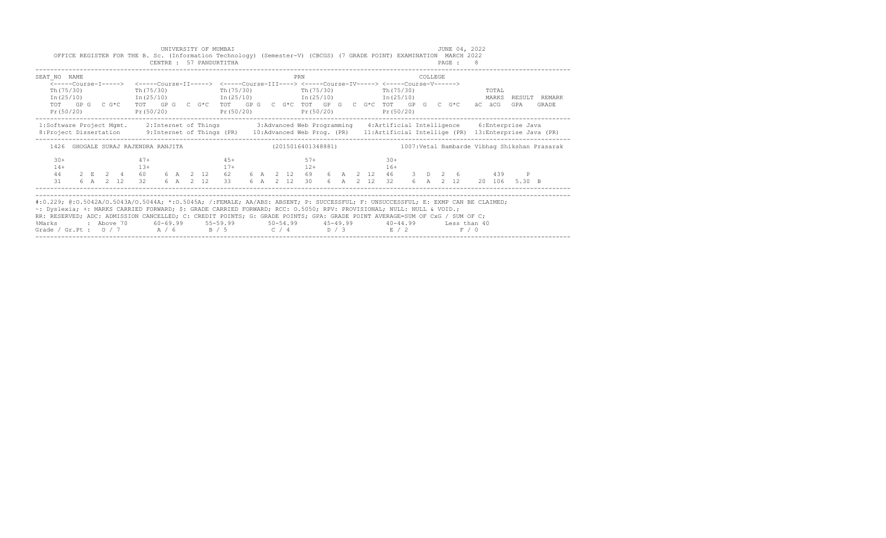UNIVERSITY OF MUMBAI

JUNE 04, 2022

OFFICE REGISTER FOR THE B. Sc. (Information Technology) (Semester-V) (CBCGS) (7 GRADE POINT) EXAMINATION MARCH 2022

CENTRE : 57 PANDURTITHA

PAGE : 8

```
SEAT_NO  NAME                                                  PRN                            COLLEGE
    <-----Course-I-----> <-----Course-II-----> <-----Course-III----> <-----Course-IV-----> <-----Course-V------>
    Th(75/30)             Th(75/30)             Th(75/30)             Th(75/30)             Th(75/30)                TOTAL
    In(25/10)             In(25/10)             In(25/10)             In(25/10)             In(25/10)                MARKS  RESULT  REMARK
    TOT   GP G   C G*C    TOT   GP G   C  G*C   TOT   GP G   C G*C    TOT   GP  G   C G*C   TOT   GP  G   C  G*C    äC  äCG   GPA    GRADE
    Pr(50/20)             Pr(50/20)             Pr(50/20)             Pr(50/20)             Pr(50/20)
```

1:Software Project Mgmt. 2:Internet of Things 3:Advanced Web Programming 4:Artificial Intelligence 6:Enterprise Java
8:Project Dissertation 9:Internet of Things (PR) 10:Advanced Web Prog. (PR) 11:Artificial Intellige (PR) 13:Enterprise Java (PR)

```
  1426  GHOGALE SURAJ RAJENDRA RANJITA                      (2015016401348881)            1007:Vetal Bambarde Vibhag Shikshan Prasarak

    30+                 47+                  45+                  57+                  30+
    14+                 13+                  17+                  12+                  16+
    44    2 E  2  4     60    6 A  2  12     62    6 A  2  12     69    6  A  2  12    46    3  D  2  6          439     P
    31    6 A  2  12    32    6 A  2  12     33    6 A  2  12     30    6  A  2  12    32    6  A  2  12     20  106   5.30  B
```

#:0.229; @:O.5042A/O.5043A/O.5044A; *:O.5045A; /:FEMALE; AA/ABS: ABSENT; P: SUCCESSFUL; F: UNSUCCESSFUL; E: EXMP CAN BE CLAIMED;
~: Dyslexia; +: MARKS CARRIED FORWARD; $: GRADE CARRIED FORWARD; RCC: O.5050; RPV: PROVISIONAL; NULL: NULL & VOID.;
RR: RESERVED; ADC: ADMISSION CANCELLED; C: CREDIT POINTS; G: GRADE POINTS; GPA: GRADE POINT AVERAGE=SUM OF CxG / SUM OF C;

| %Marks | Above 70 | 60-69.99 | 55-59.99 | 50-54.99 | 45-49.99 | 40-44.99 | Less than 40 |
|---|---|---|---|---|---|---|---|
| Grade / Gr.Pt : | O / 7 | A / 6 | B / 5 | C / 4 | D / 3 | E / 2 | F / 0 |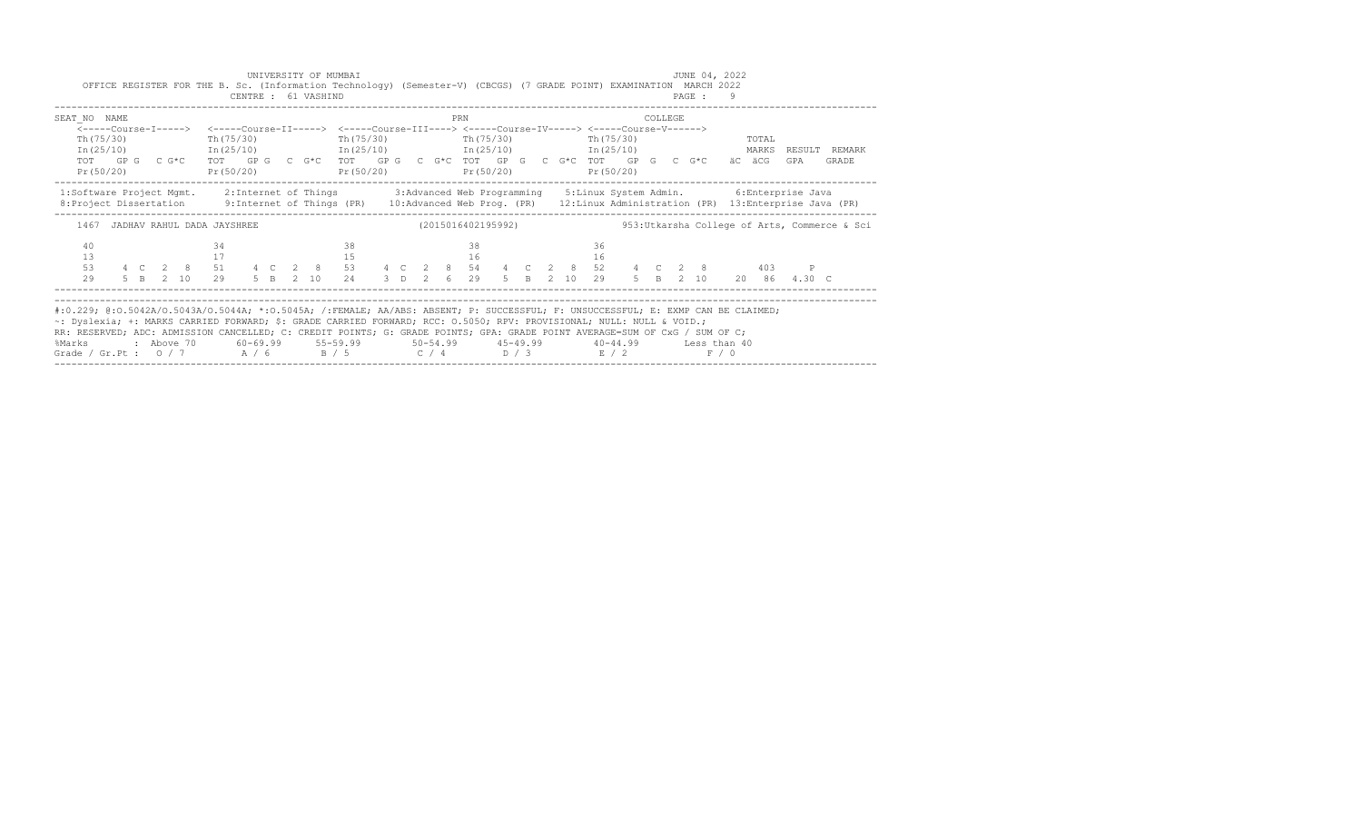UNIVERSITY OF MUMBAI

OFFICE REGISTER FOR THE B. Sc. (Information Technology) (Semester-V) (CBCGS) (7 GRADE POINT) EXAMINATION MARCH 2022

CENTRE : 61 VASHIND

JUNE 04, 2022

| SEAT_NO | NAME | | | | | PRN | | COLLEGE |
|---|---|---|---|---|---|---|---|---|
| | <-----Course-I-----> | <-----Course-II-----> | <-----Course-III----> | <-----Course-IV-----> | <-----Course-V------> | | | |
| | Th(75/30) | Th(75/30) | Th(75/30) | Th(75/30) | Th(75/30) | TOTAL | | |
| | In(25/10) | In(25/10) | In(25/10) | In(25/10) | In(25/10) | MARKS | RESULT | REMARK |
| | TOT GP G C G*C | TOT GP G C G*C | TOT GP G C G*C | TOT GP G C G*C | TOT GP G C G*C | äC äCG | GPA | GRADE |
| | Pr(50/20) | Pr(50/20) | Pr(50/20) | Pr(50/20) | Pr(50/20) | | | |

1:Software Project Mgmt. 2:Internet of Things 3:Advanced Web Programming 5:Linux System Admin. 6:Enterprise Java
8:Project Dissertation 9:Internet of Things (PR) 10:Advanced Web Prog. (PR) 12:Linux Administration (PR) 13:Enterprise Java (PR)

1467 JADHAV RAHUL DADA JAYSHREE (2015016402195992) 953:Utkarsha College of Arts, Commerce & Sci

| | Course-I | Course-II | Course-III | Course-IV | Course-V | TOTAL | RESULT | |
|---|---|---|---|---|---|---|---|---|
| Th | 40 | 34 | 38 | 38 | 36 | | | |
| In | 13 | 17 | 15 | 16 | 16 | | | |
| TOT GP G C G*C | 53 4 C 2 8 | 51 4 C 2 8 | 53 4 C 2 8 | 54 4 C 2 8 | 52 4 C 2 8 | 403 | P | |
| Pr | 29 5 B 2 10 | 29 5 B 2 10 | 24 3 D 2 6 | 29 5 B 2 10 | 29 5 B 2 10 | 20 86 | 4.30 | C |

#:0.229; @:O.5042A/O.5043A/O.5044A; *:O.5045A; /:FEMALE; AA/ABS: ABSENT; P: SUCCESSFUL; F: UNSUCCESSFUL; E: EXMP CAN BE CLAIMED;
~: Dyslexia; +: MARKS CARRIED FORWARD; $: GRADE CARRIED FORWARD; RCC: O.5050; RPV: PROVISIONAL; NULL: NULL & VOID.;
RR: RESERVED; ADC: ADMISSION CANCELLED; C: CREDIT POINTS; G: GRADE POINTS; GPA: GRADE POINT AVERAGE=SUM OF CxG / SUM OF C;

| %Marks | : Above 70 | 60-69.99 | 55-59.99 | 50-54.99 | 45-49.99 | 40-44.99 | Less than 40 |
|---|---|---|---|---|---|---|---|
| Grade / Gr.Pt : | O / 7 | A / 6 | B / 5 | C / 4 | D / 3 | E / 2 | F / 0 |